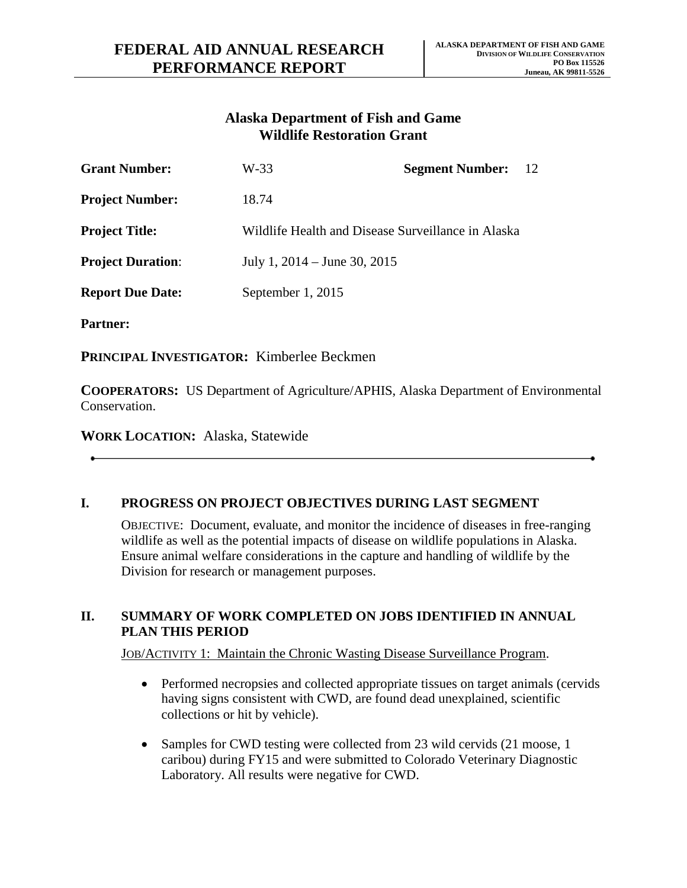# FEDERAL AID ANNUAL RESEARCH PERFORMANCE REPORT

**ALASKA DEPARTMENT OF FISH AND GAME**
**DIVISION OF WILDLIFE CONSERVATION**
**PO Box 115526**
**Juneau, AK 99811-5526**

## Alaska Department of Fish and Game
## Wildlife Restoration Grant

**Grant Number:** W-33 **Segment Number:** 12

**Project Number:** 18.74

**Project Title:** Wildlife Health and Disease Surveillance in Alaska

**Project Duration**: July 1, 2014 – June 30, 2015

**Report Due Date:** September 1, 2015

**Partner:**

**PRINCIPAL INVESTIGATOR:** Kimberlee Beckmen

**COOPERATORS:** US Department of Agriculture/APHIS, Alaska Department of Environmental Conservation.

**WORK LOCATION:** Alaska, Statewide

---

## I. PROGRESS ON PROJECT OBJECTIVES DURING LAST SEGMENT

OBJECTIVE: Document, evaluate, and monitor the incidence of diseases in free-ranging wildlife as well as the potential impacts of disease on wildlife populations in Alaska. Ensure animal welfare considerations in the capture and handling of wildlife by the Division for research or management purposes.

## II. SUMMARY OF WORK COMPLETED ON JOBS IDENTIFIED IN ANNUAL PLAN THIS PERIOD

JOB/ACTIVITY 1: Maintain the Chronic Wasting Disease Surveillance Program.

- Performed necropsies and collected appropriate tissues on target animals (cervids having signs consistent with CWD, are found dead unexplained, scientific collections or hit by vehicle).
- Samples for CWD testing were collected from 23 wild cervids (21 moose, 1 caribou) during FY15 and were submitted to Colorado Veterinary Diagnostic Laboratory. All results were negative for CWD.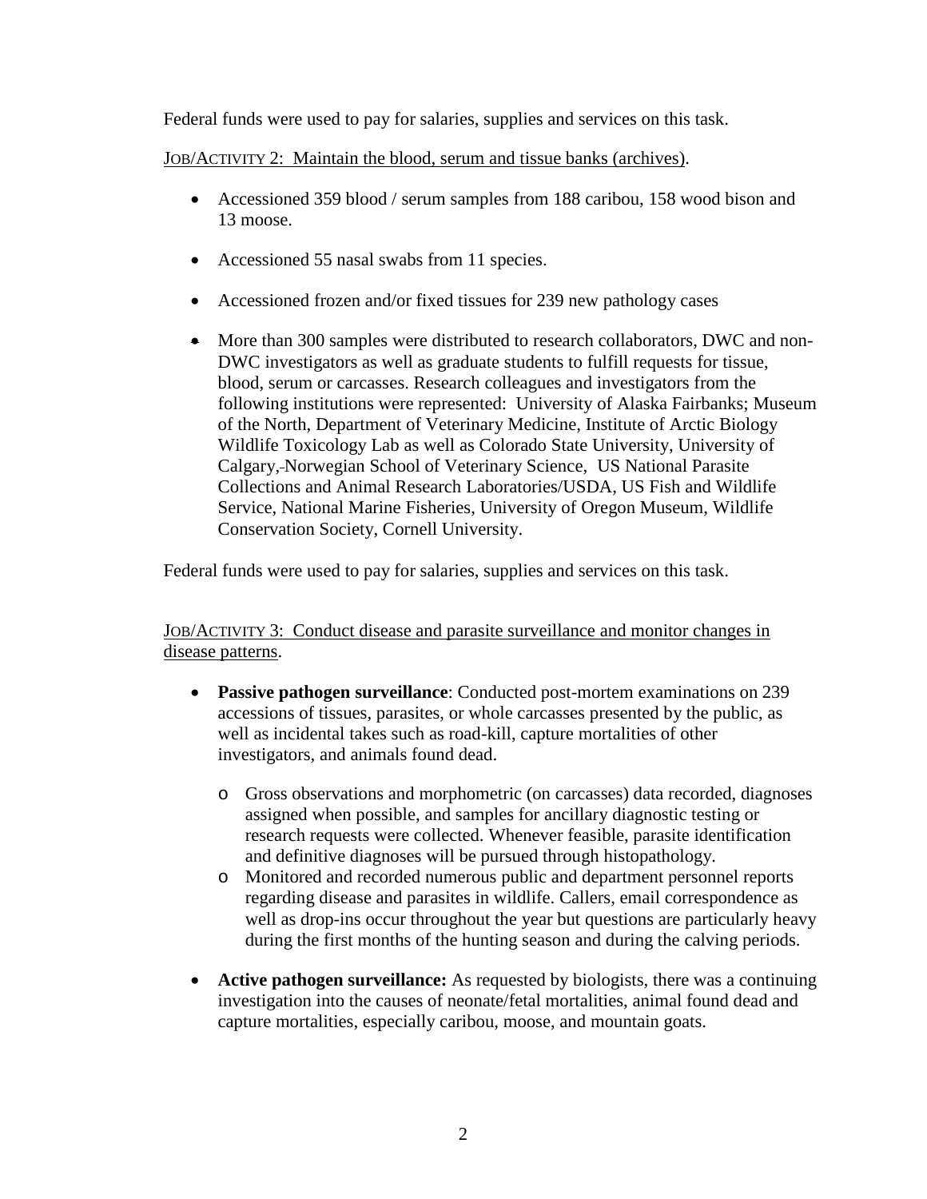Federal funds were used to pay for salaries, supplies and services on this task.

JOB/ACTIVITY 2: Maintain the blood, serum and tissue banks (archives).

- Accessioned 359 blood / serum samples from 188 caribou, 158 wood bison and 13 moose.
- Accessioned 55 nasal swabs from 11 species.
- Accessioned frozen and/or fixed tissues for 239 new pathology cases
- More than 300 samples were distributed to research collaborators, DWC and non-DWC investigators as well as graduate students to fulfill requests for tissue, blood, serum or carcasses. Research colleagues and investigators from the following institutions were represented: University of Alaska Fairbanks; Museum of the North, Department of Veterinary Medicine, Institute of Arctic Biology Wildlife Toxicology Lab as well as Colorado State University, University of Calgary, Norwegian School of Veterinary Science, US National Parasite Collections and Animal Research Laboratories/USDA, US Fish and Wildlife Service, National Marine Fisheries, University of Oregon Museum, Wildlife Conservation Society, Cornell University.

Federal funds were used to pay for salaries, supplies and services on this task.

JOB/ACTIVITY 3: Conduct disease and parasite surveillance and monitor changes in disease patterns.

- **Passive pathogen surveillance**: Conducted post-mortem examinations on 239 accessions of tissues, parasites, or whole carcasses presented by the public, as well as incidental takes such as road-kill, capture mortalities of other investigators, and animals found dead.
  - Gross observations and morphometric (on carcasses) data recorded, diagnoses assigned when possible, and samples for ancillary diagnostic testing or research requests were collected. Whenever feasible, parasite identification and definitive diagnoses will be pursued through histopathology.
  - Monitored and recorded numerous public and department personnel reports regarding disease and parasites in wildlife. Callers, email correspondence as well as drop-ins occur throughout the year but questions are particularly heavy during the first months of the hunting season and during the calving periods.
- **Active pathogen surveillance:** As requested by biologists, there was a continuing investigation into the causes of neonate/fetal mortalities, animal found dead and capture mortalities, especially caribou, moose, and mountain goats.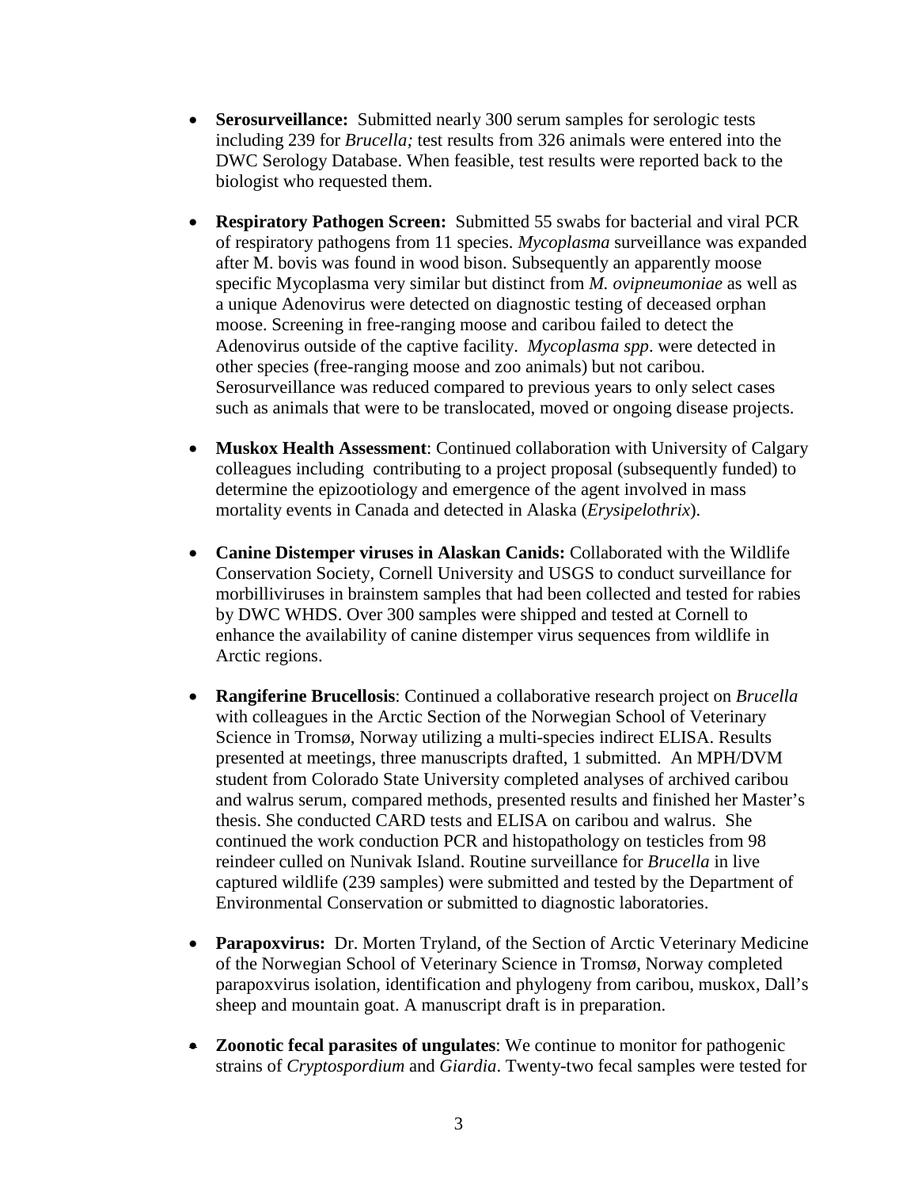- **Serosurveillance:** Submitted nearly 300 serum samples for serologic tests including 239 for *Brucella;* test results from 326 animals were entered into the DWC Serology Database. When feasible, test results were reported back to the biologist who requested them.

- **Respiratory Pathogen Screen:** Submitted 55 swabs for bacterial and viral PCR of respiratory pathogens from 11 species. *Mycoplasma* surveillance was expanded after M. bovis was found in wood bison. Subsequently an apparently moose specific Mycoplasma very similar but distinct from *M. ovipneumoniae* as well as a unique Adenovirus were detected on diagnostic testing of deceased orphan moose. Screening in free-ranging moose and caribou failed to detect the Adenovirus outside of the captive facility. *Mycoplasma spp*. were detected in other species (free-ranging moose and zoo animals) but not caribou. Serosurveillance was reduced compared to previous years to only select cases such as animals that were to be translocated, moved or ongoing disease projects.

- **Muskox Health Assessment**: Continued collaboration with University of Calgary colleagues including contributing to a project proposal (subsequently funded) to determine the epizootiology and emergence of the agent involved in mass mortality events in Canada and detected in Alaska (*Erysipelothrix*).

- **Canine Distemper viruses in Alaskan Canids:** Collaborated with the Wildlife Conservation Society, Cornell University and USGS to conduct surveillance for morbilliviruses in brainstem samples that had been collected and tested for rabies by DWC WHDS. Over 300 samples were shipped and tested at Cornell to enhance the availability of canine distemper virus sequences from wildlife in Arctic regions.

- **Rangiferine Brucellosis**: Continued a collaborative research project on *Brucella* with colleagues in the Arctic Section of the Norwegian School of Veterinary Science in Tromsø, Norway utilizing a multi-species indirect ELISA. Results presented at meetings, three manuscripts drafted, 1 submitted. An MPH/DVM student from Colorado State University completed analyses of archived caribou and walrus serum, compared methods, presented results and finished her Master's thesis. She conducted CARD tests and ELISA on caribou and walrus. She continued the work conduction PCR and histopathology on testicles from 98 reindeer culled on Nunivak Island. Routine surveillance for *Brucella* in live captured wildlife (239 samples) were submitted and tested by the Department of Environmental Conservation or submitted to diagnostic laboratories.

- **Parapoxvirus:** Dr. Morten Tryland, of the Section of Arctic Veterinary Medicine of the Norwegian School of Veterinary Science in Tromsø, Norway completed parapoxvirus isolation, identification and phylogeny from caribou, muskox, Dall's sheep and mountain goat. A manuscript draft is in preparation.

- **Zoonotic fecal parasites of ungulates**: We continue to monitor for pathogenic strains of *Cryptospordium* and *Giardia*. Twenty-two fecal samples were tested for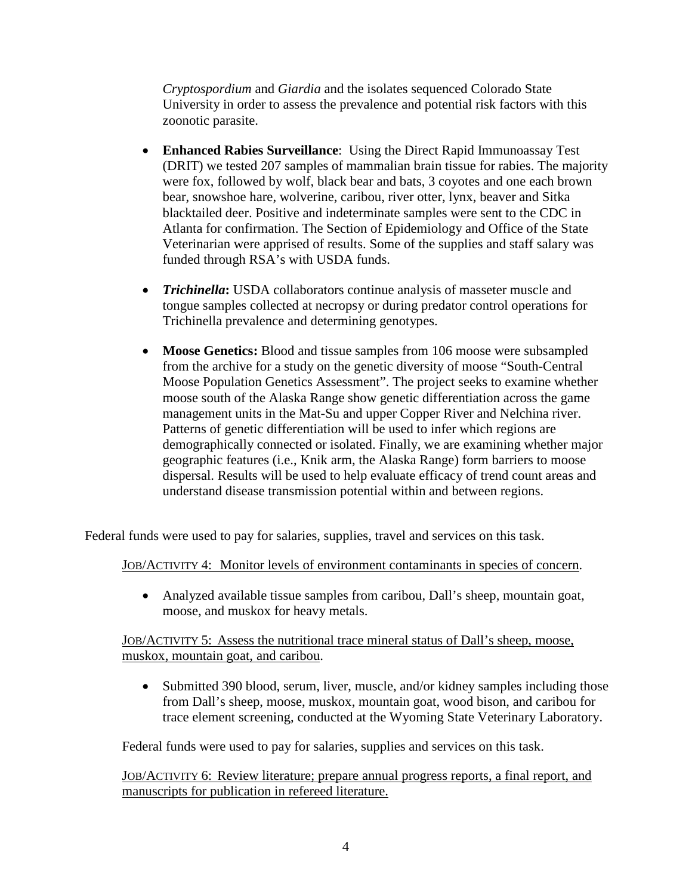*Cryptospordium* and *Giardia* and the isolates sequenced Colorado State University in order to assess the prevalence and potential risk factors with this zoonotic parasite.

- **Enhanced Rabies Surveillance**: Using the Direct Rapid Immunoassay Test (DRIT) we tested 207 samples of mammalian brain tissue for rabies. The majority were fox, followed by wolf, black bear and bats, 3 coyotes and one each brown bear, snowshoe hare, wolverine, caribou, river otter, lynx, beaver and Sitka blacktailed deer. Positive and indeterminate samples were sent to the CDC in Atlanta for confirmation. The Section of Epidemiology and Office of the State Veterinarian were apprised of results. Some of the supplies and staff salary was funded through RSA's with USDA funds.

- ***Trichinella*:** USDA collaborators continue analysis of masseter muscle and tongue samples collected at necropsy or during predator control operations for Trichinella prevalence and determining genotypes.

- **Moose Genetics:** Blood and tissue samples from 106 moose were subsampled from the archive for a study on the genetic diversity of moose "South-Central Moose Population Genetics Assessment". The project seeks to examine whether moose south of the Alaska Range show genetic differentiation across the game management units in the Mat-Su and upper Copper River and Nelchina river. Patterns of genetic differentiation will be used to infer which regions are demographically connected or isolated. Finally, we are examining whether major geographic features (i.e., Knik arm, the Alaska Range) form barriers to moose dispersal. Results will be used to help evaluate efficacy of trend count areas and understand disease transmission potential within and between regions.

Federal funds were used to pay for salaries, supplies, travel and services on this task.

JOB/ACTIVITY 4: Monitor levels of environment contaminants in species of concern.

- Analyzed available tissue samples from caribou, Dall's sheep, mountain goat, moose, and muskox for heavy metals.

JOB/ACTIVITY 5: Assess the nutritional trace mineral status of Dall's sheep, moose, muskox, mountain goat, and caribou.

- Submitted 390 blood, serum, liver, muscle, and/or kidney samples including those from Dall's sheep, moose, muskox, mountain goat, wood bison, and caribou for trace element screening, conducted at the Wyoming State Veterinary Laboratory.

Federal funds were used to pay for salaries, supplies and services on this task.

JOB/ACTIVITY 6: Review literature; prepare annual progress reports, a final report, and manuscripts for publication in refereed literature.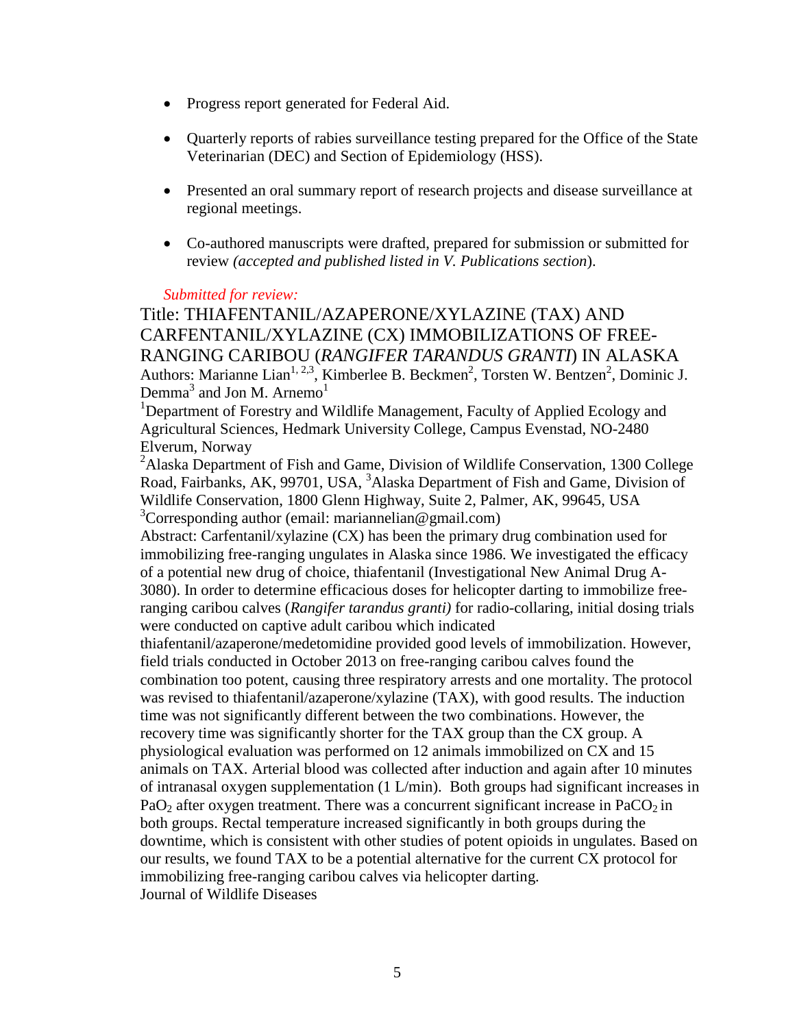- Progress report generated for Federal Aid.

- Quarterly reports of rabies surveillance testing prepared for the Office of the State Veterinarian (DEC) and Section of Epidemiology (HSS).

- Presented an oral summary report of research projects and disease surveillance at regional meetings.

- Co-authored manuscripts were drafted, prepared for submission or submitted for review *(accepted and published listed in V. Publications section*).

*Submitted for review:*

Title: THIAFENTANIL/AZAPERONE/XYLAZINE (TAX) AND CARFENTANIL/XYLAZINE (CX) IMMOBILIZATIONS OF FREE-RANGING CARIBOU (*RANGIFER TARANDUS GRANTI*) IN ALASKA

Authors: Marianne Lian[1, 2,3], Kimberlee B. Beckmen[2], Torsten W. Bentzen[2], Dominic J. Demma[3] and Jon M. Arnemo[1]

[1]Department of Forestry and Wildlife Management, Faculty of Applied Ecology and Agricultural Sciences, Hedmark University College, Campus Evenstad, NO-2480 Elverum, Norway

[2]Alaska Department of Fish and Game, Division of Wildlife Conservation, 1300 College Road, Fairbanks, AK, 99701, USA, [3]Alaska Department of Fish and Game, Division of Wildlife Conservation, 1800 Glenn Highway, Suite 2, Palmer, AK, 99645, USA

[3]Corresponding author (email: mariannelian@gmail.com)

Abstract: Carfentanil/xylazine (CX) has been the primary drug combination used for immobilizing free-ranging ungulates in Alaska since 1986. We investigated the efficacy of a potential new drug of choice, thiafentanil (Investigational New Animal Drug A-3080). In order to determine efficacious doses for helicopter darting to immobilize free-ranging caribou calves (*Rangifer tarandus granti)* for radio-collaring, initial dosing trials were conducted on captive adult caribou which indicated thiafentanil/azaperone/medetomidine provided good levels of immobilization. However, field trials conducted in October 2013 on free-ranging caribou calves found the combination too potent, causing three respiratory arrests and one mortality. The protocol was revised to thiafentanil/azaperone/xylazine (TAX), with good results. The induction time was not significantly different between the two combinations. However, the recovery time was significantly shorter for the TAX group than the CX group. A physiological evaluation was performed on 12 animals immobilized on CX and 15 animals on TAX. Arterial blood was collected after induction and again after 10 minutes of intranasal oxygen supplementation (1 L/min). Both groups had significant increases in $PaO_2$ after oxygen treatment. There was a concurrent significant increase in $PaCO_2$ in both groups. Rectal temperature increased significantly in both groups during the downtime, which is consistent with other studies of potent opioids in ungulates. Based on our results, we found TAX to be a potential alternative for the current CX protocol for immobilizing free-ranging caribou calves via helicopter darting.

Journal of Wildlife Diseases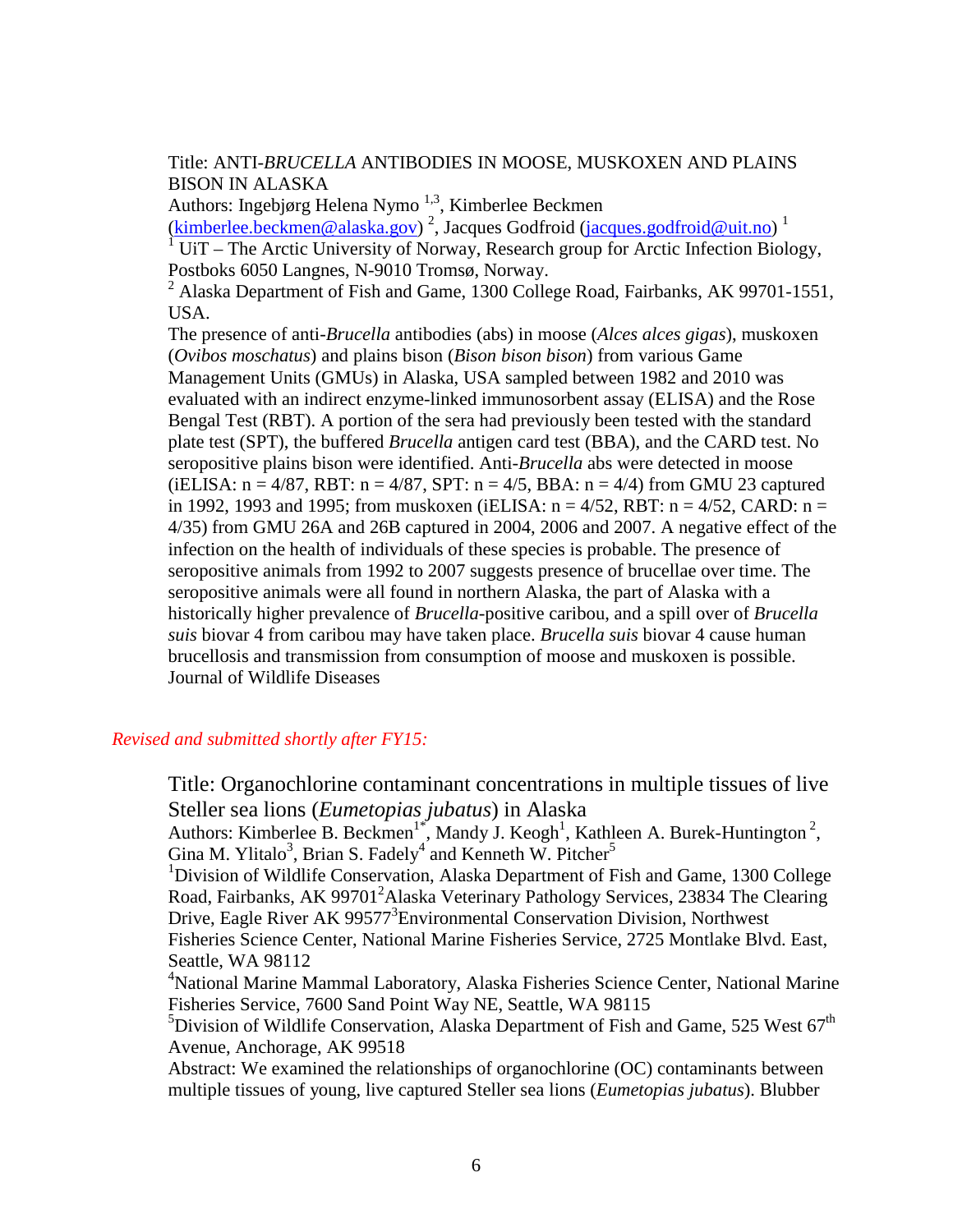Title: ANTI-*BRUCELLA* ANTIBODIES IN MOOSE, MUSKOXEN AND PLAINS BISON IN ALASKA

Authors: Ingebjørg Helena Nymo [1,3], Kimberlee Beckmen (kimberlee.beckmen@alaska.gov) [2], Jacques Godfroid (jacques.godfroid@uit.no) [1]

[1] UiT – The Arctic University of Norway, Research group for Arctic Infection Biology, Postboks 6050 Langnes, N-9010 Tromsø, Norway.

[2] Alaska Department of Fish and Game, 1300 College Road, Fairbanks, AK 99701-1551, USA.

The presence of anti-*Brucella* antibodies (abs) in moose (*Alces alces gigas*), muskoxen (*Ovibos moschatus*) and plains bison (*Bison bison bison*) from various Game Management Units (GMUs) in Alaska, USA sampled between 1982 and 2010 was evaluated with an indirect enzyme-linked immunosorbent assay (ELISA) and the Rose Bengal Test (RBT). A portion of the sera had previously been tested with the standard plate test (SPT), the buffered *Brucella* antigen card test (BBA), and the CARD test. No seropositive plains bison were identified. Anti-*Brucella* abs were detected in moose (iELISA: n = 4/87, RBT: n = 4/87, SPT: n = 4/5, BBA: n = 4/4) from GMU 23 captured in 1992, 1993 and 1995; from muskoxen (iELISA: n = 4/52, RBT: n = 4/52, CARD: n = 4/35) from GMU 26A and 26B captured in 2004, 2006 and 2007. A negative effect of the infection on the health of individuals of these species is probable. The presence of seropositive animals from 1992 to 2007 suggests presence of brucellae over time. The seropositive animals were all found in northern Alaska, the part of Alaska with a historically higher prevalence of *Brucella*-positive caribou, and a spill over of *Brucella suis* biovar 4 from caribou may have taken place. *Brucella suis* biovar 4 cause human brucellosis and transmission from consumption of moose and muskoxen is possible.

Journal of Wildlife Diseases

*Revised and submitted shortly after FY15:*

Title: Organochlorine contaminant concentrations in multiple tissues of live Steller sea lions (*Eumetopias jubatus*) in Alaska

Authors: Kimberlee B. Beckmen[1*], Mandy J. Keogh[1], Kathleen A. Burek-Huntington[2], Gina M. Ylitalo[3], Brian S. Fadely[4] and Kenneth W. Pitcher[5]

[1]Division of Wildlife Conservation, Alaska Department of Fish and Game, 1300 College Road, Fairbanks, AK 99701[2]Alaska Veterinary Pathology Services, 23834 The Clearing Drive, Eagle River AK 99577[3]Environmental Conservation Division, Northwest Fisheries Science Center, National Marine Fisheries Service, 2725 Montlake Blvd. East, Seattle, WA 98112

[4]National Marine Mammal Laboratory, Alaska Fisheries Science Center, National Marine Fisheries Service, 7600 Sand Point Way NE, Seattle, WA 98115

[5]Division of Wildlife Conservation, Alaska Department of Fish and Game, 525 West 67th Avenue, Anchorage, AK 99518

Abstract: We examined the relationships of organochlorine (OC) contaminants between multiple tissues of young, live captured Steller sea lions (*Eumetopias jubatus*). Blubber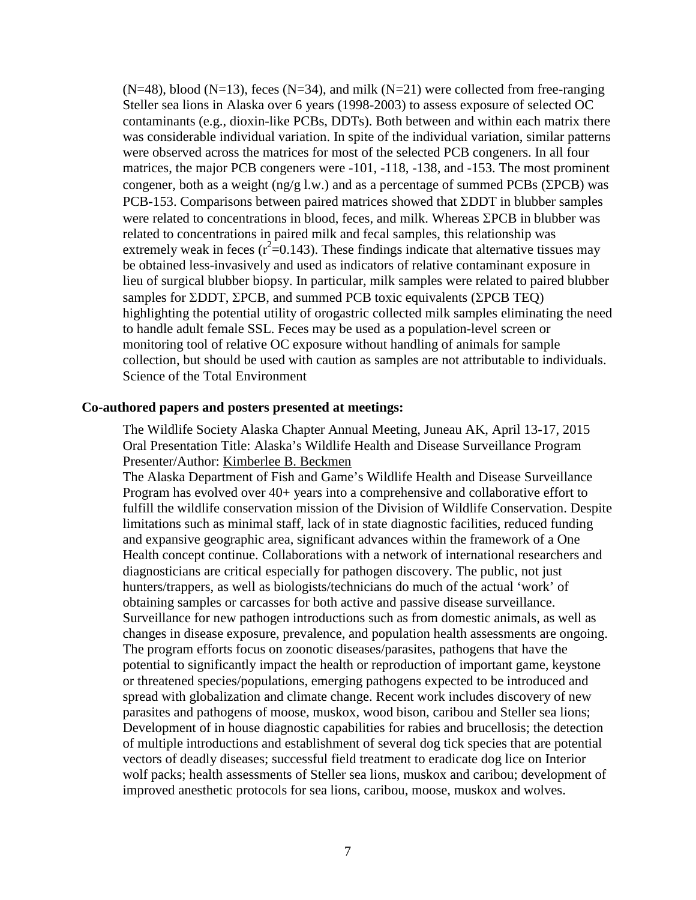(N=48), blood (N=13), feces (N=34), and milk (N=21) were collected from free-ranging Steller sea lions in Alaska over 6 years (1998-2003) to assess exposure of selected OC contaminants (e.g., dioxin-like PCBs, DDTs). Both between and within each matrix there was considerable individual variation. In spite of the individual variation, similar patterns were observed across the matrices for most of the selected PCB congeners. In all four matrices, the major PCB congeners were -101, -118, -138, and -153. The most prominent congener, both as a weight (ng/g l.w.) and as a percentage of summed PCBs (ΣPCB) was PCB-153. Comparisons between paired matrices showed that ΣDDT in blubber samples were related to concentrations in blood, feces, and milk. Whereas ΣPCB in blubber was related to concentrations in paired milk and fecal samples, this relationship was extremely weak in feces ($r^2$=0.143). These findings indicate that alternative tissues may be obtained less-invasively and used as indicators of relative contaminant exposure in lieu of surgical blubber biopsy. In particular, milk samples were related to paired blubber samples for ΣDDT, ΣPCB, and summed PCB toxic equivalents (ΣPCB TEQ) highlighting the potential utility of orogastric collected milk samples eliminating the need to handle adult female SSL. Feces may be used as a population-level screen or monitoring tool of relative OC exposure without handling of animals for sample collection, but should be used with caution as samples are not attributable to individuals. Science of the Total Environment

**Co-authored papers and posters presented at meetings:**

The Wildlife Society Alaska Chapter Annual Meeting, Juneau AK, April 13-17, 2015
Oral Presentation Title: Alaska's Wildlife Health and Disease Surveillance Program
Presenter/Author: Kimberlee B. Beckmen

The Alaska Department of Fish and Game's Wildlife Health and Disease Surveillance Program has evolved over 40+ years into a comprehensive and collaborative effort to fulfill the wildlife conservation mission of the Division of Wildlife Conservation. Despite limitations such as minimal staff, lack of in state diagnostic facilities, reduced funding and expansive geographic area, significant advances within the framework of a One Health concept continue. Collaborations with a network of international researchers and diagnosticians are critical especially for pathogen discovery. The public, not just hunters/trappers, as well as biologists/technicians do much of the actual 'work' of obtaining samples or carcasses for both active and passive disease surveillance. Surveillance for new pathogen introductions such as from domestic animals, as well as changes in disease exposure, prevalence, and population health assessments are ongoing. The program efforts focus on zoonotic diseases/parasites, pathogens that have the potential to significantly impact the health or reproduction of important game, keystone or threatened species/populations, emerging pathogens expected to be introduced and spread with globalization and climate change. Recent work includes discovery of new parasites and pathogens of moose, muskox, wood bison, caribou and Steller sea lions; Development of in house diagnostic capabilities for rabies and brucellosis; the detection of multiple introductions and establishment of several dog tick species that are potential vectors of deadly diseases; successful field treatment to eradicate dog lice on Interior wolf packs; health assessments of Steller sea lions, muskox and caribou; development of improved anesthetic protocols for sea lions, caribou, moose, muskox and wolves.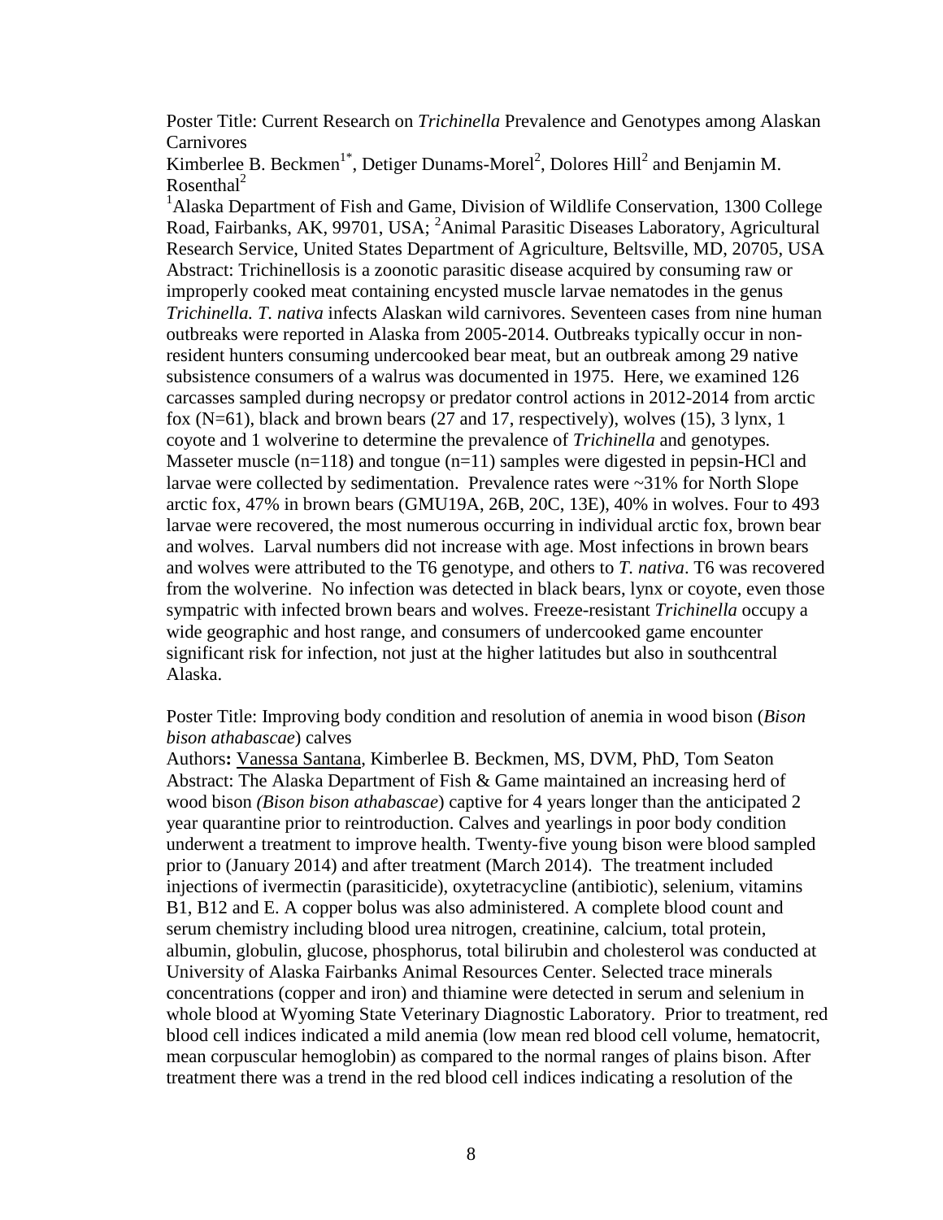Poster Title: Current Research on *Trichinella* Prevalence and Genotypes among Alaskan Carnivores

Kimberlee B. Beckmen[1*], Detiger Dunams-Morel[2], Dolores Hill[2] and Benjamin M. Rosenthal[2]

[1]Alaska Department of Fish and Game, Division of Wildlife Conservation, 1300 College Road, Fairbanks, AK, 99701, USA; [2]Animal Parasitic Diseases Laboratory, Agricultural Research Service, United States Department of Agriculture, Beltsville, MD, 20705, USA

Abstract: Trichinellosis is a zoonotic parasitic disease acquired by consuming raw or improperly cooked meat containing encysted muscle larvae nematodes in the genus *Trichinella. T. nativa* infects Alaskan wild carnivores. Seventeen cases from nine human outbreaks were reported in Alaska from 2005-2014. Outbreaks typically occur in non-resident hunters consuming undercooked bear meat, but an outbreak among 29 native subsistence consumers of a walrus was documented in 1975. Here, we examined 126 carcasses sampled during necropsy or predator control actions in 2012-2014 from arctic fox (N=61), black and brown bears (27 and 17, respectively), wolves (15), 3 lynx, 1 coyote and 1 wolverine to determine the prevalence of *Trichinella* and genotypes. Masseter muscle (n=118) and tongue (n=11) samples were digested in pepsin-HCl and larvae were collected by sedimentation. Prevalence rates were ~31% for North Slope arctic fox, 47% in brown bears (GMU19A, 26B, 20C, 13E), 40% in wolves. Four to 493 larvae were recovered, the most numerous occurring in individual arctic fox, brown bear and wolves. Larval numbers did not increase with age. Most infections in brown bears and wolves were attributed to the T6 genotype, and others to *T. nativa*. T6 was recovered from the wolverine. No infection was detected in black bears, lynx or coyote, even those sympatric with infected brown bears and wolves. Freeze-resistant *Trichinella* occupy a wide geographic and host range, and consumers of undercooked game encounter significant risk for infection, not just at the higher latitudes but also in southcentral Alaska.

Poster Title: Improving body condition and resolution of anemia in wood bison (*Bison bison athabascae*) calves

**Authors:** Vanessa Santana, Kimberlee B. Beckmen, MS, DVM, PhD, Tom Seaton

Abstract: The Alaska Department of Fish & Game maintained an increasing herd of wood bison *(Bison bison athabascae*) captive for 4 years longer than the anticipated 2 year quarantine prior to reintroduction. Calves and yearlings in poor body condition underwent a treatment to improve health. Twenty-five young bison were blood sampled prior to (January 2014) and after treatment (March 2014). The treatment included injections of ivermectin (parasiticide), oxytetracycline (antibiotic), selenium, vitamins B1, B12 and E. A copper bolus was also administered. A complete blood count and serum chemistry including blood urea nitrogen, creatinine, calcium, total protein, albumin, globulin, glucose, phosphorus, total bilirubin and cholesterol was conducted at University of Alaska Fairbanks Animal Resources Center. Selected trace minerals concentrations (copper and iron) and thiamine were detected in serum and selenium in whole blood at Wyoming State Veterinary Diagnostic Laboratory. Prior to treatment, red blood cell indices indicated a mild anemia (low mean red blood cell volume, hematocrit, mean corpuscular hemoglobin) as compared to the normal ranges of plains bison. After treatment there was a trend in the red blood cell indices indicating a resolution of the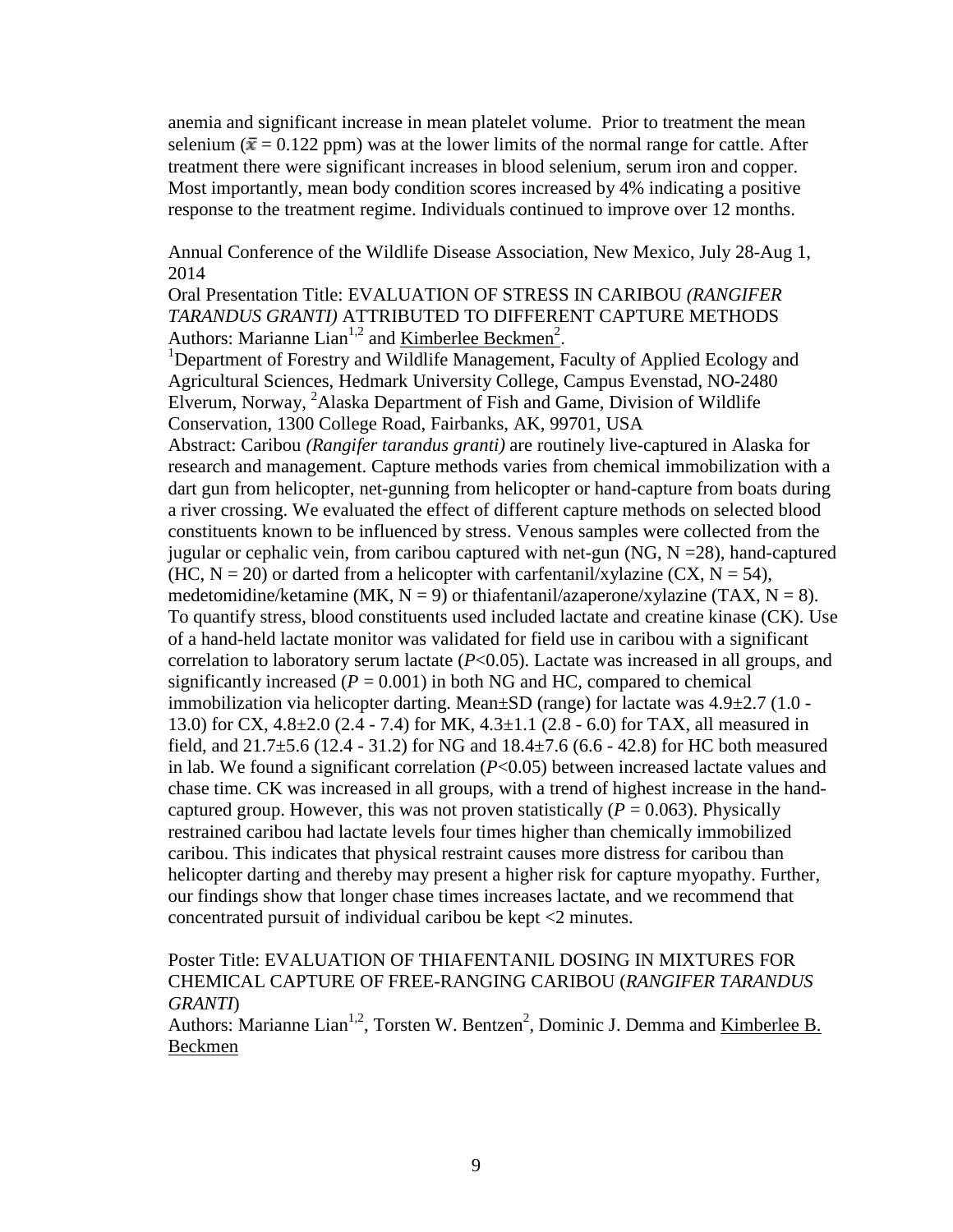anemia and significant increase in mean platelet volume. Prior to treatment the mean selenium ($\bar{x}$ = 0.122 ppm) was at the lower limits of the normal range for cattle. After treatment there were significant increases in blood selenium, serum iron and copper. Most importantly, mean body condition scores increased by 4% indicating a positive response to the treatment regime. Individuals continued to improve over 12 months.

Annual Conference of the Wildlife Disease Association, New Mexico, July 28-Aug 1, 2014

Oral Presentation Title: EVALUATION OF STRESS IN CARIBOU *(RANGIFER TARANDUS GRANTI)* ATTRIBUTED TO DIFFERENT CAPTURE METHODS

Authors: Marianne Lian[1,2] and <u>Kimberlee Beckmen</u>[2].

[1]Department of Forestry and Wildlife Management, Faculty of Applied Ecology and Agricultural Sciences, Hedmark University College, Campus Evenstad, NO-2480 Elverum, Norway, [2]Alaska Department of Fish and Game, Division of Wildlife Conservation, 1300 College Road, Fairbanks, AK, 99701, USA

Abstract: Caribou *(Rangifer tarandus granti)* are routinely live-captured in Alaska for research and management. Capture methods varies from chemical immobilization with a dart gun from helicopter, net-gunning from helicopter or hand-capture from boats during a river crossing. We evaluated the effect of different capture methods on selected blood constituents known to be influenced by stress. Venous samples were collected from the jugular or cephalic vein, from caribou captured with net-gun (NG, N =28), hand-captured (HC, N = 20) or darted from a helicopter with carfentanil/xylazine (CX, N = 54), medetomidine/ketamine (MK, N = 9) or thiafentanil/azaperone/xylazine (TAX, N = 8). To quantify stress, blood constituents used included lactate and creatine kinase (CK). Use of a hand-held lactate monitor was validated for field use in caribou with a significant correlation to laboratory serum lactate ($P$<0.05). Lactate was increased in all groups, and significantly increased ($P$ = 0.001) in both NG and HC, compared to chemical immobilization via helicopter darting. Mean±SD (range) for lactate was 4.9±2.7 (1.0 - 13.0) for CX, 4.8±2.0 (2.4 - 7.4) for MK, 4.3±1.1 (2.8 - 6.0) for TAX, all measured in field, and 21.7±5.6 (12.4 - 31.2) for NG and 18.4±7.6 (6.6 - 42.8) for HC both measured in lab. We found a significant correlation ($P$<0.05) between increased lactate values and chase time. CK was increased in all groups, with a trend of highest increase in the hand-captured group. However, this was not proven statistically ($P$ = 0.063). Physically restrained caribou had lactate levels four times higher than chemically immobilized caribou. This indicates that physical restraint causes more distress for caribou than helicopter darting and thereby may present a higher risk for capture myopathy. Further, our findings show that longer chase times increases lactate, and we recommend that concentrated pursuit of individual caribou be kept <2 minutes.

Poster Title: EVALUATION OF THIAFENTANIL DOSING IN MIXTURES FOR CHEMICAL CAPTURE OF FREE-RANGING CARIBOU (*RANGIFER TARANDUS GRANTI*)

Authors: Marianne Lian[1,2], Torsten W. Bentzen[2], Dominic J. Demma and <u>Kimberlee B. Beckmen</u>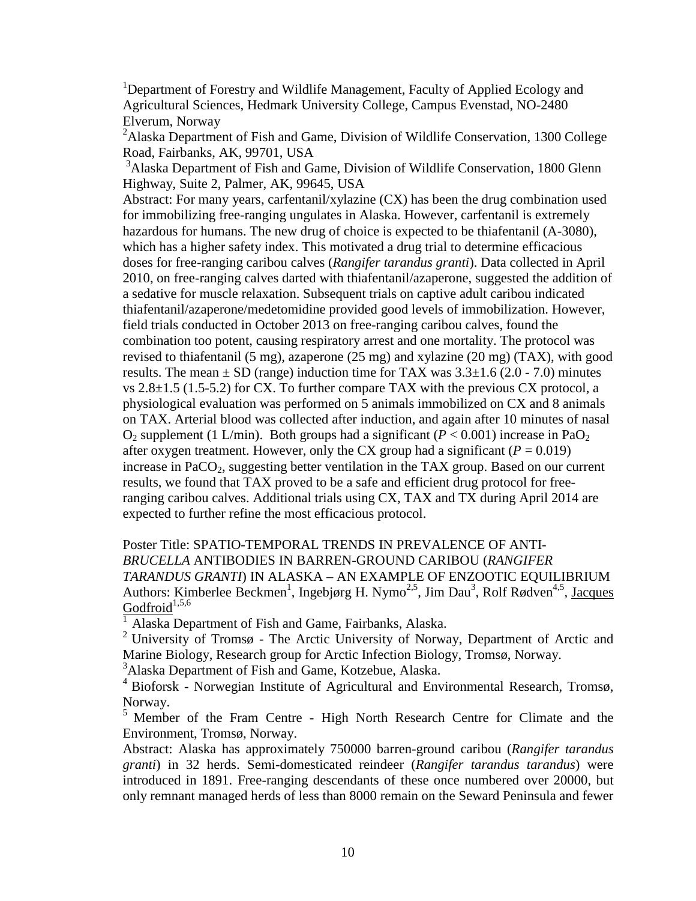[1]Department of Forestry and Wildlife Management, Faculty of Applied Ecology and Agricultural Sciences, Hedmark University College, Campus Evenstad, NO-2480 Elverum, Norway

[2]Alaska Department of Fish and Game, Division of Wildlife Conservation, 1300 College Road, Fairbanks, AK, 99701, USA

[3]Alaska Department of Fish and Game, Division of Wildlife Conservation, 1800 Glenn Highway, Suite 2, Palmer, AK, 99645, USA

Abstract: For many years, carfentanil/xylazine (CX) has been the drug combination used for immobilizing free-ranging ungulates in Alaska. However, carfentanil is extremely hazardous for humans. The new drug of choice is expected to be thiafentanil (A-3080), which has a higher safety index. This motivated a drug trial to determine efficacious doses for free-ranging caribou calves (*Rangifer tarandus granti*). Data collected in April 2010, on free-ranging calves darted with thiafentanil/azaperone, suggested the addition of a sedative for muscle relaxation. Subsequent trials on captive adult caribou indicated thiafentanil/azaperone/medetomidine provided good levels of immobilization. However, field trials conducted in October 2013 on free-ranging caribou calves, found the combination too potent, causing respiratory arrest and one mortality. The protocol was revised to thiafentanil (5 mg), azaperone (25 mg) and xylazine (20 mg) (TAX), with good results. The mean ± SD (range) induction time for TAX was 3.3±1.6 (2.0 - 7.0) minutes vs 2.8±1.5 (1.5-5.2) for CX. To further compare TAX with the previous CX protocol, a physiological evaluation was performed on 5 animals immobilized on CX and 8 animals on TAX. Arterial blood was collected after induction, and again after 10 minutes of nasal $O_2$ supplement (1 L/min). Both groups had a significant ($P < 0.001$) increase in $PaO_2$ after oxygen treatment. However, only the CX group had a significant ($P = 0.019$) increase in $PaCO_2$, suggesting better ventilation in the TAX group. Based on our current results, we found that TAX proved to be a safe and efficient drug protocol for free-ranging caribou calves. Additional trials using CX, TAX and TX during April 2014 are expected to further refine the most efficacious protocol.

Poster Title: SPATIO-TEMPORAL TRENDS IN PREVALENCE OF ANTI-*BRUCELLA* ANTIBODIES IN BARREN-GROUND CARIBOU (*RANGIFER TARANDUS GRANTI*) IN ALASKA – AN EXAMPLE OF ENZOOTIC EQUILIBRIUM

Authors: Kimberlee Beckmen[1], Ingebjørg H. Nymo[2,5], Jim Dau[3], Rolf Rødven[4,5], Jacques Godfroid[1,5,6]

[1] Alaska Department of Fish and Game, Fairbanks, Alaska.

[2] University of Tromsø - The Arctic University of Norway, Department of Arctic and Marine Biology, Research group for Arctic Infection Biology, Tromsø, Norway.

[3]Alaska Department of Fish and Game, Kotzebue, Alaska.

[4] Bioforsk - Norwegian Institute of Agricultural and Environmental Research, Tromsø, Norway.

[5] Member of the Fram Centre - High North Research Centre for Climate and the Environment, Tromsø, Norway.

Abstract: Alaska has approximately 750000 barren-ground caribou (*Rangifer tarandus granti*) in 32 herds. Semi-domesticated reindeer (*Rangifer tarandus tarandus*) were introduced in 1891. Free-ranging descendants of these once numbered over 20000, but only remnant managed herds of less than 8000 remain on the Seward Peninsula and fewer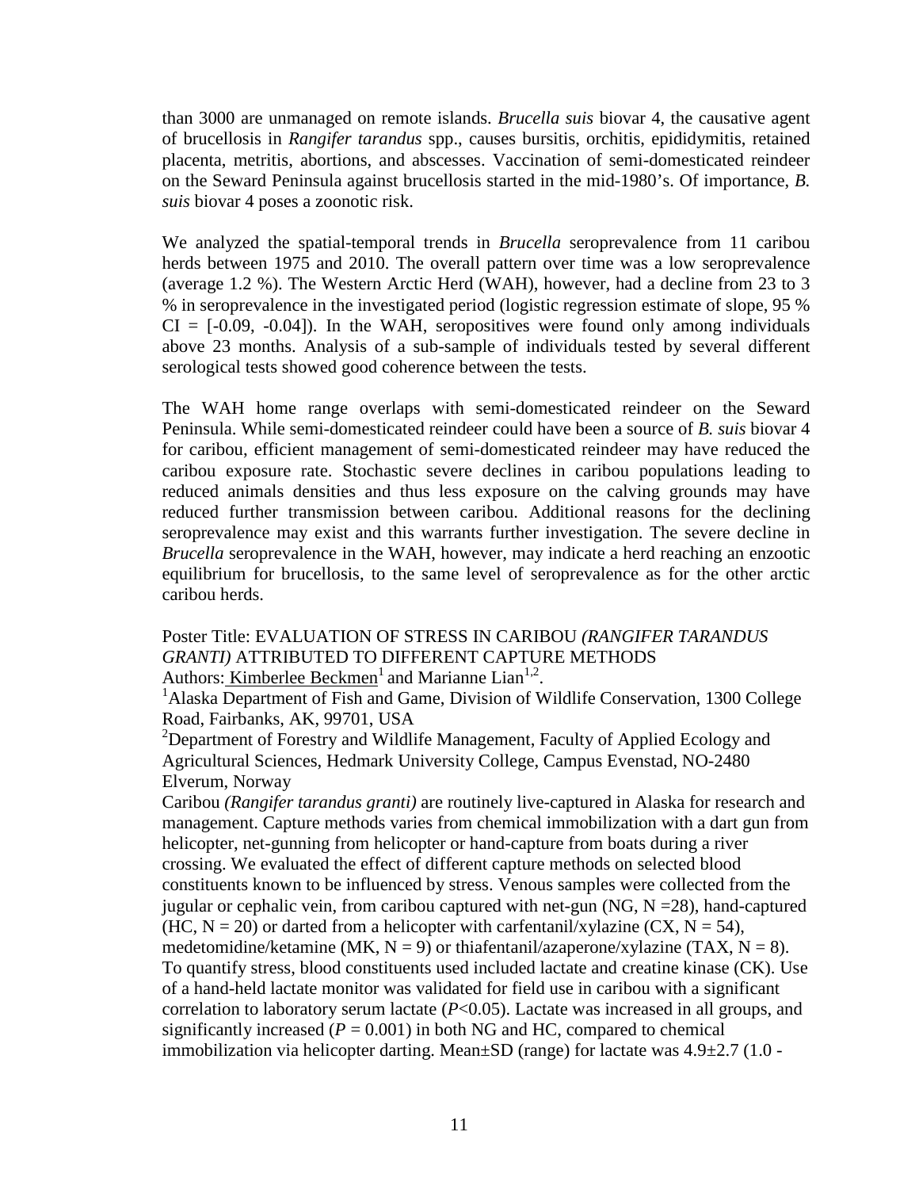than 3000 are unmanaged on remote islands. *Brucella suis* biovar 4, the causative agent of brucellosis in *Rangifer tarandus* spp., causes bursitis, orchitis, epididymitis, retained placenta, metritis, abortions, and abscesses. Vaccination of semi-domesticated reindeer on the Seward Peninsula against brucellosis started in the mid-1980's. Of importance, *B. suis* biovar 4 poses a zoonotic risk.

We analyzed the spatial-temporal trends in *Brucella* seroprevalence from 11 caribou herds between 1975 and 2010. The overall pattern over time was a low seroprevalence (average 1.2 %). The Western Arctic Herd (WAH), however, had a decline from 23 to 3 % in seroprevalence in the investigated period (logistic regression estimate of slope, 95 % CI = [-0.09, -0.04]). In the WAH, seropositives were found only among individuals above 23 months. Analysis of a sub-sample of individuals tested by several different serological tests showed good coherence between the tests.

The WAH home range overlaps with semi-domesticated reindeer on the Seward Peninsula. While semi-domesticated reindeer could have been a source of *B. suis* biovar 4 for caribou, efficient management of semi-domesticated reindeer may have reduced the caribou exposure rate. Stochastic severe declines in caribou populations leading to reduced animals densities and thus less exposure on the calving grounds may have reduced further transmission between caribou. Additional reasons for the declining seroprevalence may exist and this warrants further investigation. The severe decline in *Brucella* seroprevalence in the WAH, however, may indicate a herd reaching an enzootic equilibrium for brucellosis, to the same level of seroprevalence as for the other arctic caribou herds.

Poster Title: EVALUATION OF STRESS IN CARIBOU *(RANGIFER TARANDUS GRANTI)* ATTRIBUTED TO DIFFERENT CAPTURE METHODS

Authors: Kimberlee Beckmen[1] and Marianne Lian[1,2].

[1]Alaska Department of Fish and Game, Division of Wildlife Conservation, 1300 College Road, Fairbanks, AK, 99701, USA

[2]Department of Forestry and Wildlife Management, Faculty of Applied Ecology and Agricultural Sciences, Hedmark University College, Campus Evenstad, NO-2480 Elverum, Norway

Caribou *(Rangifer tarandus granti)* are routinely live-captured in Alaska for research and management. Capture methods varies from chemical immobilization with a dart gun from helicopter, net-gunning from helicopter or hand-capture from boats during a river crossing. We evaluated the effect of different capture methods on selected blood constituents known to be influenced by stress. Venous samples were collected from the jugular or cephalic vein, from caribou captured with net-gun (NG, N =28), hand-captured (HC, N = 20) or darted from a helicopter with carfentanil/xylazine (CX, N = 54), medetomidine/ketamine (MK, N = 9) or thiafentanil/azaperone/xylazine (TAX, N = 8). To quantify stress, blood constituents used included lactate and creatine kinase (CK). Use of a hand-held lactate monitor was validated for field use in caribou with a significant correlation to laboratory serum lactate ($P<0.05$). Lactate was increased in all groups, and significantly increased ($P = 0.001$) in both NG and HC, compared to chemical immobilization via helicopter darting. Mean±SD (range) for lactate was 4.9±2.7 (1.0 -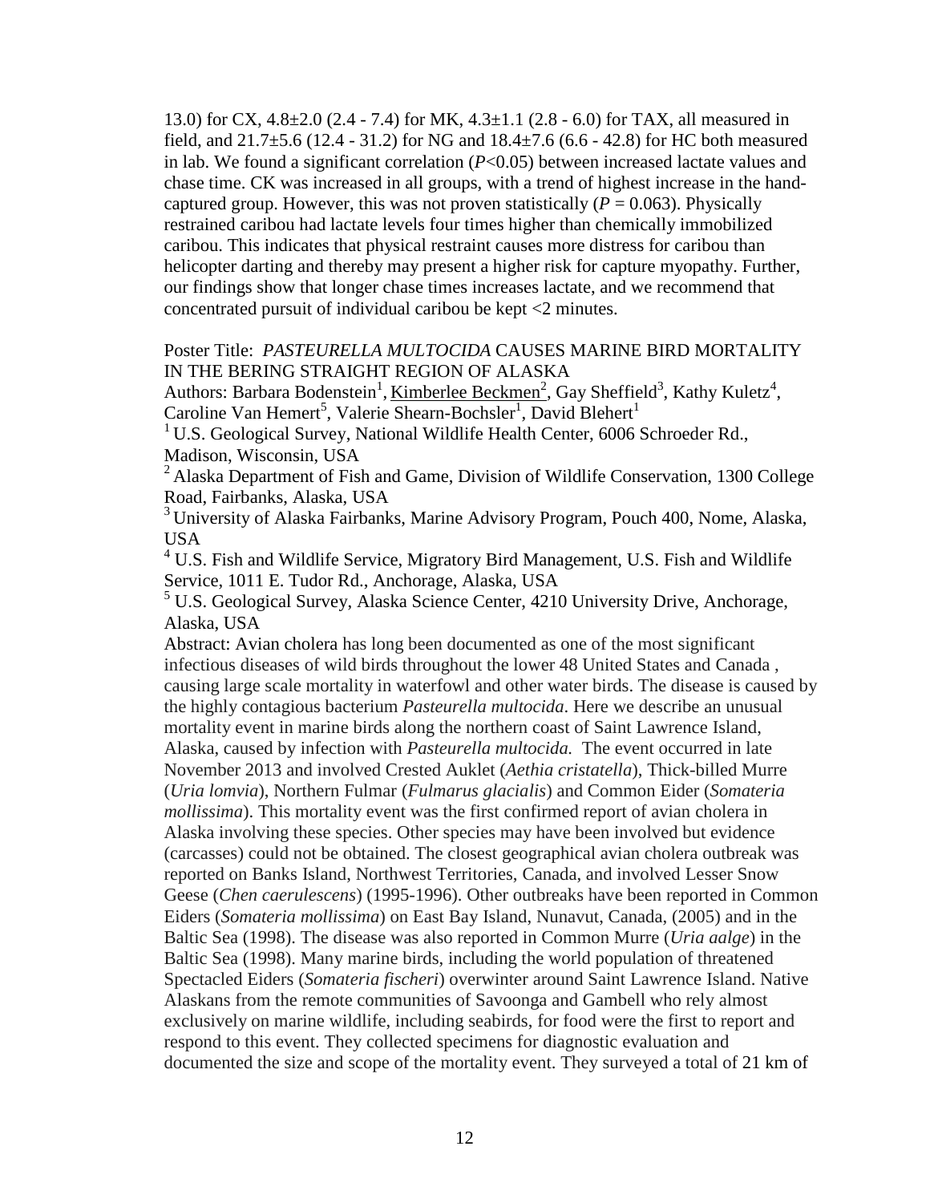13.0) for CX, 4.8±2.0 (2.4 - 7.4) for MK, 4.3±1.1 (2.8 - 6.0) for TAX, all measured in field, and 21.7±5.6 (12.4 - 31.2) for NG and 18.4±7.6 (6.6 - 42.8) for HC both measured in lab. We found a significant correlation ($P$<0.05) between increased lactate values and chase time. CK was increased in all groups, with a trend of highest increase in the hand-captured group. However, this was not proven statistically ($P$ = 0.063). Physically restrained caribou had lactate levels four times higher than chemically immobilized caribou. This indicates that physical restraint causes more distress for caribou than helicopter darting and thereby may present a higher risk for capture myopathy. Further, our findings show that longer chase times increases lactate, and we recommend that concentrated pursuit of individual caribou be kept <2 minutes.

Poster Title: *PASTEURELLA MULTOCIDA* CAUSES MARINE BIRD MORTALITY IN THE BERING STRAIGHT REGION OF ALASKA

Authors: Barbara Bodenstein[1], Kimberlee Beckmen[2], Gay Sheffield[3], Kathy Kuletz[4], Caroline Van Hemert[5], Valerie Shearn-Bochsler[1], David Blehert[1]

[1] U.S. Geological Survey, National Wildlife Health Center, 6006 Schroeder Rd., Madison, Wisconsin, USA

[2] Alaska Department of Fish and Game, Division of Wildlife Conservation, 1300 College Road, Fairbanks, Alaska, USA

[3] University of Alaska Fairbanks, Marine Advisory Program, Pouch 400, Nome, Alaska, USA

[4] U.S. Fish and Wildlife Service, Migratory Bird Management, U.S. Fish and Wildlife Service, 1011 E. Tudor Rd., Anchorage, Alaska, USA

[5] U.S. Geological Survey, Alaska Science Center, 4210 University Drive, Anchorage, Alaska, USA

Abstract: Avian cholera has long been documented as one of the most significant infectious diseases of wild birds throughout the lower 48 United States and Canada , causing large scale mortality in waterfowl and other water birds. The disease is caused by the highly contagious bacterium *Pasteurella multocida*. Here we describe an unusual mortality event in marine birds along the northern coast of Saint Lawrence Island, Alaska, caused by infection with *Pasteurella multocida.* The event occurred in late November 2013 and involved Crested Auklet (*Aethia cristatella*), Thick-billed Murre (*Uria lomvia*), Northern Fulmar (*Fulmarus glacialis*) and Common Eider (*Somateria mollissima*). This mortality event was the first confirmed report of avian cholera in Alaska involving these species. Other species may have been involved but evidence (carcasses) could not be obtained. The closest geographical avian cholera outbreak was reported on Banks Island, Northwest Territories, Canada, and involved Lesser Snow Geese (*Chen caerulescens*) (1995-1996). Other outbreaks have been reported in Common Eiders (*Somateria mollissima*) on East Bay Island, Nunavut, Canada, (2005) and in the Baltic Sea (1998). The disease was also reported in Common Murre (*Uria aalge*) in the Baltic Sea (1998). Many marine birds, including the world population of threatened Spectacled Eiders (*Somateria fischeri*) overwinter around Saint Lawrence Island. Native Alaskans from the remote communities of Savoonga and Gambell who rely almost exclusively on marine wildlife, including seabirds, for food were the first to report and respond to this event. They collected specimens for diagnostic evaluation and documented the size and scope of the mortality event. They surveyed a total of 21 km of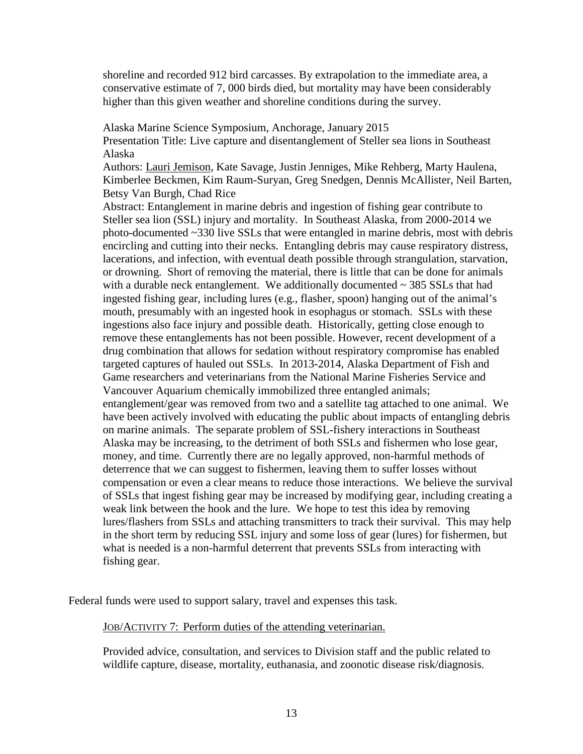shoreline and recorded 912 bird carcasses. By extrapolation to the immediate area, a conservative estimate of 7, 000 birds died, but mortality may have been considerably higher than this given weather and shoreline conditions during the survey.

Alaska Marine Science Symposium, Anchorage, January 2015
Presentation Title: Live capture and disentanglement of Steller sea lions in Southeast Alaska
Authors: <u>Lauri Jemison</u>, Kate Savage, Justin Jenniges, Mike Rehberg, Marty Haulena, Kimberlee Beckmen, Kim Raum-Suryan, Greg Snedgen, Dennis McAllister, Neil Barten, Betsy Van Burgh, Chad Rice
Abstract: Entanglement in marine debris and ingestion of fishing gear contribute to Steller sea lion (SSL) injury and mortality. In Southeast Alaska, from 2000-2014 we photo-documented ~330 live SSLs that were entangled in marine debris, most with debris encircling and cutting into their necks. Entangling debris may cause respiratory distress, lacerations, and infection, with eventual death possible through strangulation, starvation, or drowning. Short of removing the material, there is little that can be done for animals with a durable neck entanglement. We additionally documented ~ 385 SSLs that had ingested fishing gear, including lures (e.g., flasher, spoon) hanging out of the animal's mouth, presumably with an ingested hook in esophagus or stomach. SSLs with these ingestions also face injury and possible death. Historically, getting close enough to remove these entanglements has not been possible. However, recent development of a drug combination that allows for sedation without respiratory compromise has enabled targeted captures of hauled out SSLs. In 2013-2014, Alaska Department of Fish and Game researchers and veterinarians from the National Marine Fisheries Service and Vancouver Aquarium chemically immobilized three entangled animals; entanglement/gear was removed from two and a satellite tag attached to one animal. We have been actively involved with educating the public about impacts of entangling debris on marine animals. The separate problem of SSL-fishery interactions in Southeast Alaska may be increasing, to the detriment of both SSLs and fishermen who lose gear, money, and time. Currently there are no legally approved, non-harmful methods of deterrence that we can suggest to fishermen, leaving them to suffer losses without compensation or even a clear means to reduce those interactions. We believe the survival of SSLs that ingest fishing gear may be increased by modifying gear, including creating a weak link between the hook and the lure. We hope to test this idea by removing lures/flashers from SSLs and attaching transmitters to track their survival. This may help in the short term by reducing SSL injury and some loss of gear (lures) for fishermen, but what is needed is a non-harmful deterrent that prevents SSLs from interacting with fishing gear.

Federal funds were used to support salary, travel and expenses this task.

<u>JOB/ACTIVITY 7: Perform duties of the attending veterinarian.</u>

Provided advice, consultation, and services to Division staff and the public related to wildlife capture, disease, mortality, euthanasia, and zoonotic disease risk/diagnosis.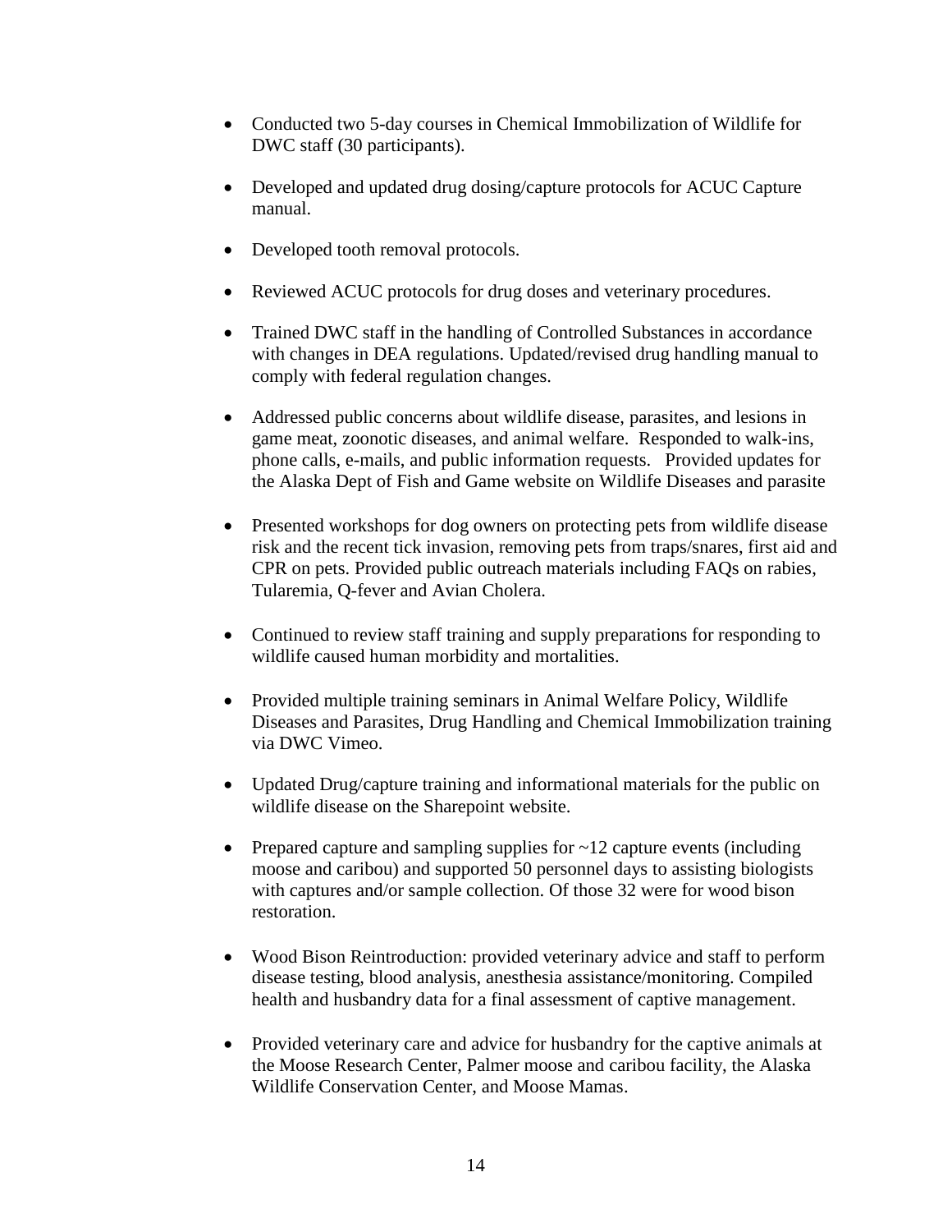- Conducted two 5-day courses in Chemical Immobilization of Wildlife for DWC staff (30 participants).

- Developed and updated drug dosing/capture protocols for ACUC Capture manual.

- Developed tooth removal protocols.

- Reviewed ACUC protocols for drug doses and veterinary procedures.

- Trained DWC staff in the handling of Controlled Substances in accordance with changes in DEA regulations. Updated/revised drug handling manual to comply with federal regulation changes.

- Addressed public concerns about wildlife disease, parasites, and lesions in game meat, zoonotic diseases, and animal welfare. Responded to walk-ins, phone calls, e-mails, and public information requests. Provided updates for the Alaska Dept of Fish and Game website on Wildlife Diseases and parasite

- Presented workshops for dog owners on protecting pets from wildlife disease risk and the recent tick invasion, removing pets from traps/snares, first aid and CPR on pets. Provided public outreach materials including FAQs on rabies, Tularemia, Q-fever and Avian Cholera.

- Continued to review staff training and supply preparations for responding to wildlife caused human morbidity and mortalities.

- Provided multiple training seminars in Animal Welfare Policy, Wildlife Diseases and Parasites, Drug Handling and Chemical Immobilization training via DWC Vimeo.

- Updated Drug/capture training and informational materials for the public on wildlife disease on the Sharepoint website.

- Prepared capture and sampling supplies for ~12 capture events (including moose and caribou) and supported 50 personnel days to assisting biologists with captures and/or sample collection. Of those 32 were for wood bison restoration.

- Wood Bison Reintroduction: provided veterinary advice and staff to perform disease testing, blood analysis, anesthesia assistance/monitoring. Compiled health and husbandry data for a final assessment of captive management.

- Provided veterinary care and advice for husbandry for the captive animals at the Moose Research Center, Palmer moose and caribou facility, the Alaska Wildlife Conservation Center, and Moose Mamas.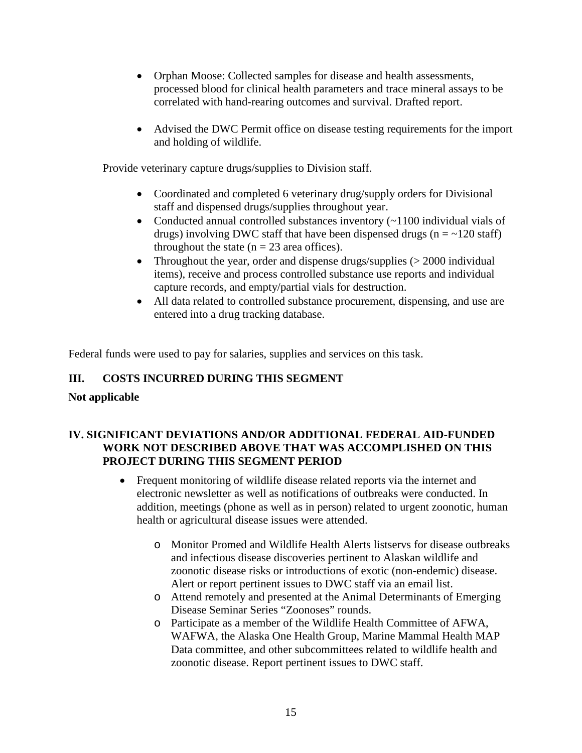- Orphan Moose: Collected samples for disease and health assessments, processed blood for clinical health parameters and trace mineral assays to be correlated with hand-rearing outcomes and survival. Drafted report.

- Advised the DWC Permit office on disease testing requirements for the import and holding of wildlife.

Provide veterinary capture drugs/supplies to Division staff.

- Coordinated and completed 6 veterinary drug/supply orders for Divisional staff and dispensed drugs/supplies throughout year.
- Conducted annual controlled substances inventory (~1100 individual vials of drugs) involving DWC staff that have been dispensed drugs (n = ~120 staff) throughout the state (n = 23 area offices).
- Throughout the year, order and dispense drugs/supplies (> 2000 individual items), receive and process controlled substance use reports and individual capture records, and empty/partial vials for destruction.
- All data related to controlled substance procurement, dispensing, and use are entered into a drug tracking database.

Federal funds were used to pay for salaries, supplies and services on this task.

## III. COSTS INCURRED DURING THIS SEGMENT

**Not applicable**

## IV. SIGNIFICANT DEVIATIONS AND/OR ADDITIONAL FEDERAL AID-FUNDED WORK NOT DESCRIBED ABOVE THAT WAS ACCOMPLISHED ON THIS PROJECT DURING THIS SEGMENT PERIOD

- Frequent monitoring of wildlife disease related reports via the internet and electronic newsletter as well as notifications of outbreaks were conducted. In addition, meetings (phone as well as in person) related to urgent zoonotic, human health or agricultural disease issues were attended.

  - Monitor Promed and Wildlife Health Alerts listservs for disease outbreaks and infectious disease discoveries pertinent to Alaskan wildlife and zoonotic disease risks or introductions of exotic (non-endemic) disease. Alert or report pertinent issues to DWC staff via an email list.
  - Attend remotely and presented at the Animal Determinants of Emerging Disease Seminar Series "Zoonoses" rounds.
  - Participate as a member of the Wildlife Health Committee of AFWA, WAFWA, the Alaska One Health Group, Marine Mammal Health MAP Data committee, and other subcommittees related to wildlife health and zoonotic disease. Report pertinent issues to DWC staff.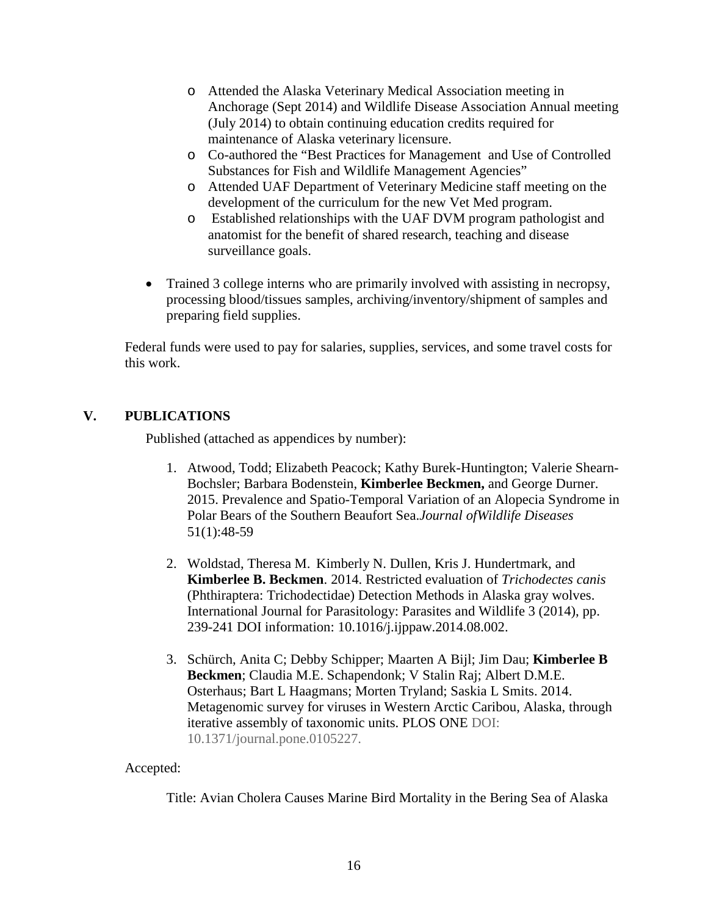- Attended the Alaska Veterinary Medical Association meeting in Anchorage (Sept 2014) and Wildlife Disease Association Annual meeting (July 2014) to obtain continuing education credits required for maintenance of Alaska veterinary licensure.
- Co-authored the "Best Practices for Management and Use of Controlled Substances for Fish and Wildlife Management Agencies"
- Attended UAF Department of Veterinary Medicine staff meeting on the development of the curriculum for the new Vet Med program.
- Established relationships with the UAF DVM program pathologist and anatomist for the benefit of shared research, teaching and disease surveillance goals.

- Trained 3 college interns who are primarily involved with assisting in necropsy, processing blood/tissues samples, archiving/inventory/shipment of samples and preparing field supplies.

Federal funds were used to pay for salaries, supplies, services, and some travel costs for this work.

## V. PUBLICATIONS

Published (attached as appendices by number):

1. Atwood, Todd; Elizabeth Peacock; Kathy Burek-Huntington; Valerie Shearn-Bochsler; Barbara Bodenstein, **Kimberlee Beckmen,** and George Durner. 2015. Prevalence and Spatio-Temporal Variation of an Alopecia Syndrome in Polar Bears of the Southern Beaufort Sea.*Journal ofWildlife Diseases* 51(1):48-59

2. Woldstad, Theresa M. Kimberly N. Dullen, Kris J. Hundertmark, and **Kimberlee B. Beckmen**. 2014. Restricted evaluation of *Trichodectes canis* (Phthiraptera: Trichodectidae) Detection Methods in Alaska gray wolves. International Journal for Parasitology: Parasites and Wildlife 3 (2014), pp. 239-241 DOI information: 10.1016/j.ijppaw.2014.08.002.

3. Schürch, Anita C; Debby Schipper; Maarten A Bijl; Jim Dau; **Kimberlee B Beckmen**; Claudia M.E. Schapendonk; V Stalin Raj; Albert D.M.E. Osterhaus; Bart L Haagmans; Morten Tryland; Saskia L Smits. 2014. Metagenomic survey for viruses in Western Arctic Caribou, Alaska, through iterative assembly of taxonomic units. PLOS ONE DOI: 10.1371/journal.pone.0105227.

Accepted:

Title: Avian Cholera Causes Marine Bird Mortality in the Bering Sea of Alaska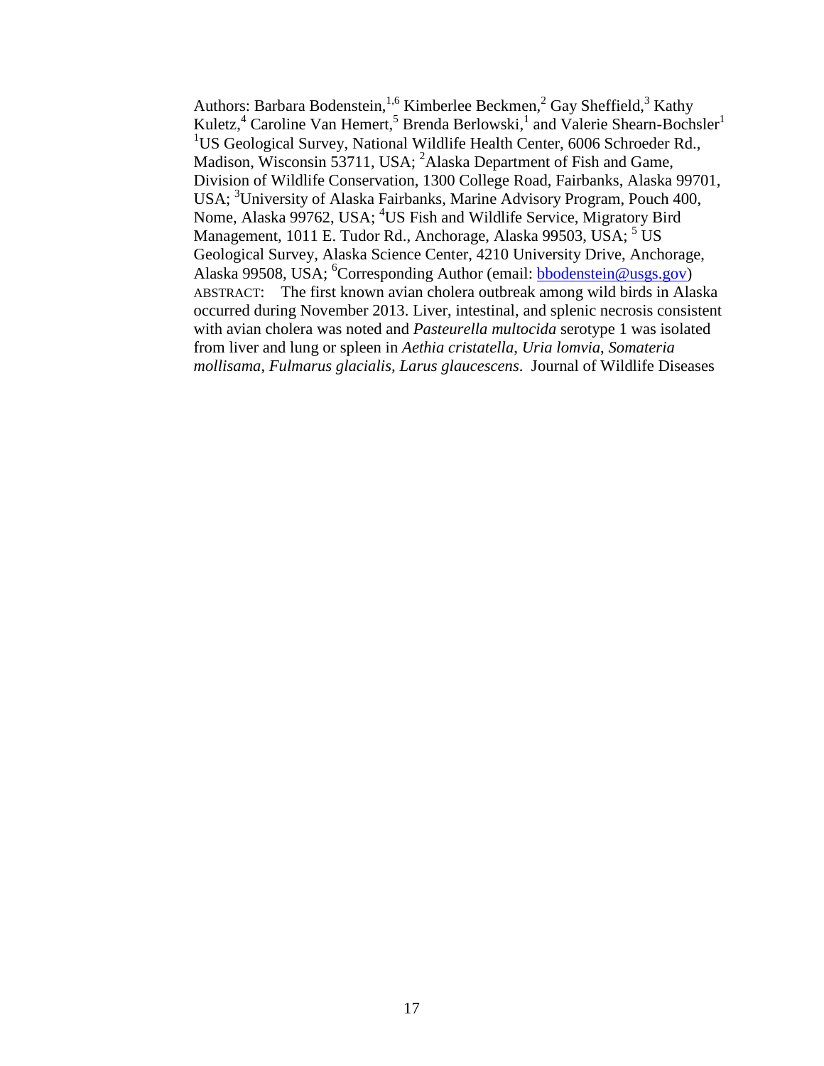Authors: Barbara Bodenstein,[1,6] Kimberlee Beckmen,[2] Gay Sheffield,[3] Kathy Kuletz,[4] Caroline Van Hemert,[5] Brenda Berlowski,[1] and Valerie Shearn-Bochsler[1]
[1]US Geological Survey, National Wildlife Health Center, 6006 Schroeder Rd., Madison, Wisconsin 53711, USA; [2]Alaska Department of Fish and Game, Division of Wildlife Conservation, 1300 College Road, Fairbanks, Alaska 99701, USA; [3]University of Alaska Fairbanks, Marine Advisory Program, Pouch 400, Nome, Alaska 99762, USA; [4]US Fish and Wildlife Service, Migratory Bird Management, 1011 E. Tudor Rd., Anchorage, Alaska 99503, USA; [5] US Geological Survey, Alaska Science Center, 4210 University Drive, Anchorage, Alaska 99508, USA; [6]Corresponding Author (email: bbodenstein@usgs.gov)

ABSTRACT: The first known avian cholera outbreak among wild birds in Alaska occurred during November 2013. Liver, intestinal, and splenic necrosis consistent with avian cholera was noted and *Pasteurella multocida* serotype 1 was isolated from liver and lung or spleen in *Aethia cristatella*, *Uria lomvia*, *Somateria mollisama*, *Fulmarus glacialis, Larus glaucescens*. Journal of Wildlife Diseases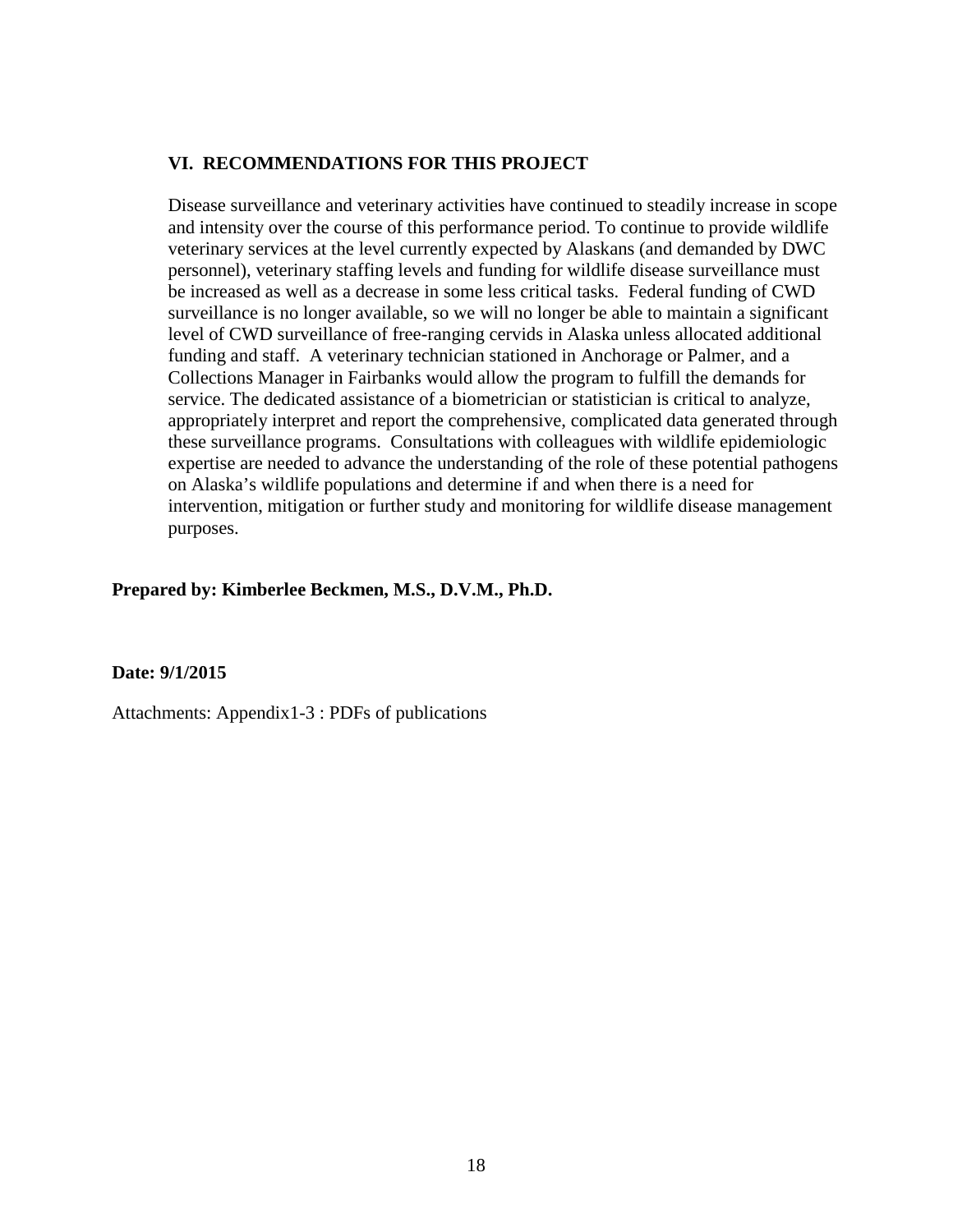## VI. RECOMMENDATIONS FOR THIS PROJECT

Disease surveillance and veterinary activities have continued to steadily increase in scope and intensity over the course of this performance period. To continue to provide wildlife veterinary services at the level currently expected by Alaskans (and demanded by DWC personnel), veterinary staffing levels and funding for wildlife disease surveillance must be increased as well as a decrease in some less critical tasks. Federal funding of CWD surveillance is no longer available, so we will no longer be able to maintain a significant level of CWD surveillance of free-ranging cervids in Alaska unless allocated additional funding and staff. A veterinary technician stationed in Anchorage or Palmer, and a Collections Manager in Fairbanks would allow the program to fulfill the demands for service. The dedicated assistance of a biometrician or statistician is critical to analyze, appropriately interpret and report the comprehensive, complicated data generated through these surveillance programs. Consultations with colleagues with wildlife epidemiologic expertise are needed to advance the understanding of the role of these potential pathogens on Alaska's wildlife populations and determine if and when there is a need for intervention, mitigation or further study and monitoring for wildlife disease management purposes.

**Prepared by: Kimberlee Beckmen, M.S., D.V.M., Ph.D.**

**Date: 9/1/2015**

Attachments: Appendix1-3 : PDFs of publications